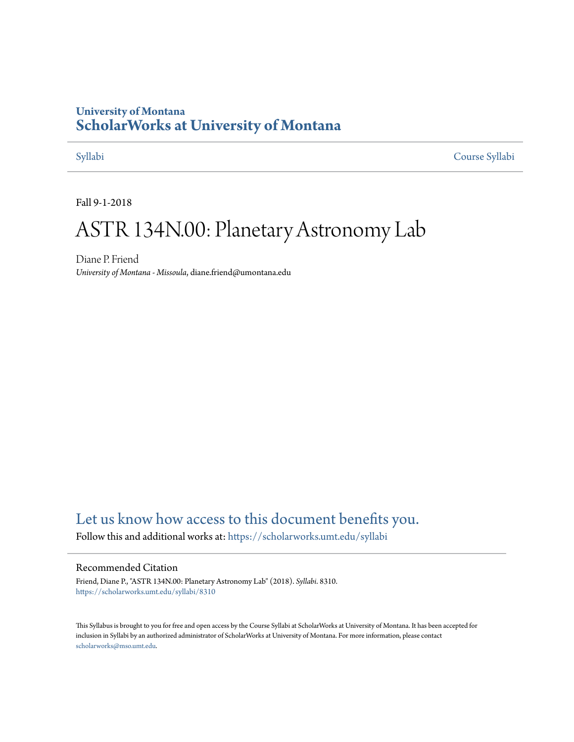University of Montana

# ScholarWorks at University of Montana

Syllabi | Course Syllabi

Fall 9-1-2018

# ASTR 134N.00: Planetary Astronomy Lab

Diane P. Friend
*University of Montana - Missoula*, diane.friend@umontana.edu

Let us know how access to this document benefits you.

Follow this and additional works at: https://scholarworks.umt.edu/syllabi

## Recommended Citation

Friend, Diane P., "ASTR 134N.00: Planetary Astronomy Lab" (2018). *Syllabi*. 8310.
https://scholarworks.umt.edu/syllabi/8310

This Syllabus is brought to you for free and open access by the Course Syllabi at ScholarWorks at University of Montana. It has been accepted for inclusion in Syllabi by an authorized administrator of ScholarWorks at University of Montana. For more information, please contact scholarworks@mso.umt.edu.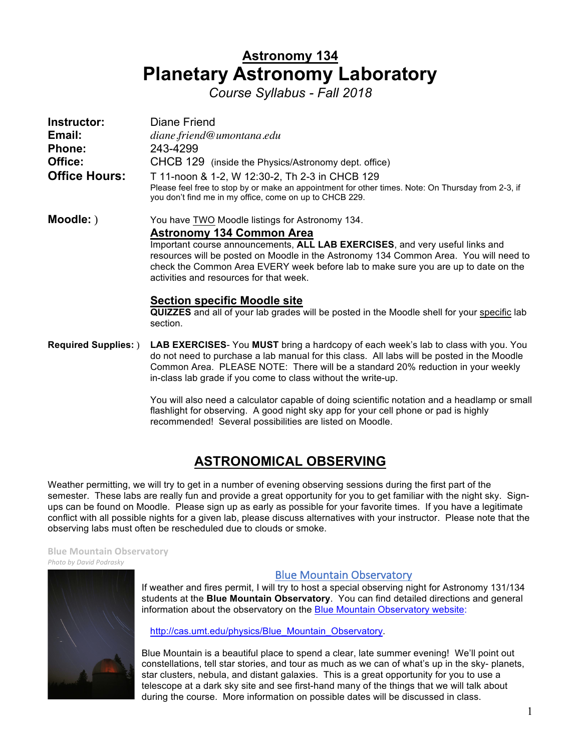# Astronomy 134

# Planetary Astronomy Laboratory

*Course Syllabus - Fall 2018*

**Instructor:** Diane Friend

**Email:** *diane.friend@umontana.edu*

**Phone:** 243-4299

**Office:** CHCB 129 (inside the Physics/Astronomy dept. office)

**Office Hours:** T 11-noon & 1-2, W 12:30-2, Th 2-3 in CHCB 129

Please feel free to stop by or make an appointment for other times. Note: On Thursday from 2-3, if you don't find me in my office, come on up to CHCB 229.

**Moodle:** )

You have TWO Moodle listings for Astronomy 134.

**Astronomy 134 Common Area**

Important course announcements, **ALL LAB EXERCISES**, and very useful links and resources will be posted on Moodle in the Astronomy 134 Common Area. You will need to check the Common Area EVERY week before lab to make sure you are up to date on the activities and resources for that week.

**Section specific Moodle site**

**QUIZZES** and all of your lab grades will be posted in the Moodle shell for your specific lab section.

**Required Supplies:** )

**LAB EXERCISES**- You **MUST** bring a hardcopy of each week's lab to class with you. You do not need to purchase a lab manual for this class. All labs will be posted in the Moodle Common Area. PLEASE NOTE: There will be a standard 20% reduction in your weekly in-class lab grade if you come to class without the write-up.

You will also need a calculator capable of doing scientific notation and a headlamp or small flashlight for observing. A good night sky app for your cell phone or pad is highly recommended! Several possibilities are listed on Moodle.

## ASTRONOMICAL OBSERVING

Weather permitting, we will try to get in a number of evening observing sessions during the first part of the semester. These labs are really fun and provide a great opportunity for you to get familiar with the night sky. Sign-ups can be found on Moodle. Please sign up as early as possible for your favorite times. If you have a legitimate conflict with all possible nights for a given lab, please discuss alternatives with your instructor. Please note that the observing labs must often be rescheduled due to clouds or smoke.

Blue Mountain Observatory

*Photo by David Podrasky*

### Blue Mountain Observatory

If weather and fires permit, I will try to host a special observing night for Astronomy 131/134 students at the **Blue Mountain Observatory**. You can find detailed directions and general information about the observatory on the Blue Mountain Observatory website:

http://cas.umt.edu/physics/Blue_Mountain_Observatory.

Blue Mountain is a beautiful place to spend a clear, late summer evening! We'll point out constellations, tell star stories, and tour as much as we can of what's up in the sky- planets, star clusters, nebula, and distant galaxies. This is a great opportunity for you to use a telescope at a dark sky site and see first-hand many of the things that we will talk about during the course. More information on possible dates will be discussed in class.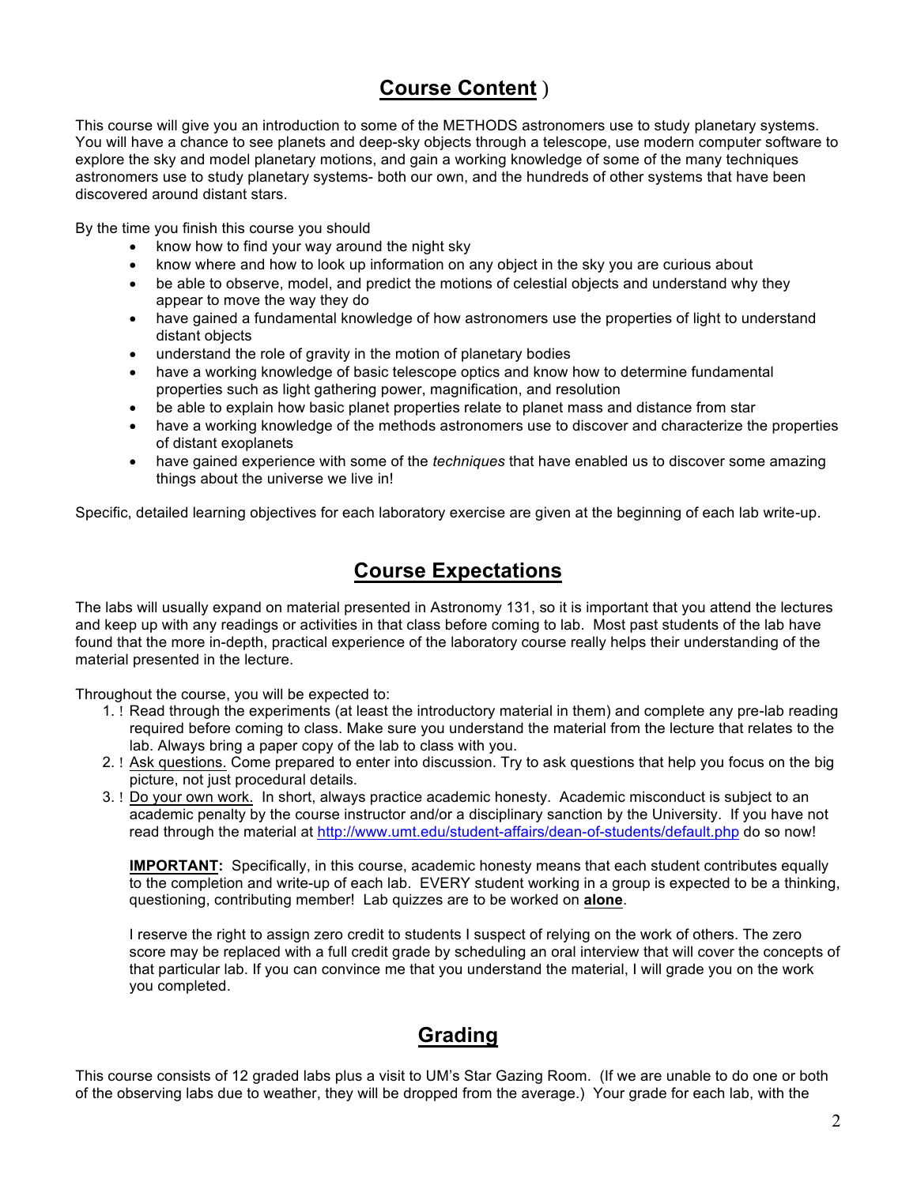## Course Content )

This course will give you an introduction to some of the METHODS astronomers use to study planetary systems. You will have a chance to see planets and deep-sky objects through a telescope, use modern computer software to explore the sky and model planetary motions, and gain a working knowledge of some of the many techniques astronomers use to study planetary systems- both our own, and the hundreds of other systems that have been discovered around distant stars.

By the time you finish this course you should

- know how to find your way around the night sky
- know where and how to look up information on any object in the sky you are curious about
- be able to observe, model, and predict the motions of celestial objects and understand why they appear to move the way they do
- have gained a fundamental knowledge of how astronomers use the properties of light to understand distant objects
- understand the role of gravity in the motion of planetary bodies
- have a working knowledge of basic telescope optics and know how to determine fundamental properties such as light gathering power, magnification, and resolution
- be able to explain how basic planet properties relate to planet mass and distance from star
- have a working knowledge of the methods astronomers use to discover and characterize the properties of distant exoplanets
- have gained experience with some of the *techniques* that have enabled us to discover some amazing things about the universe we live in!

Specific, detailed learning objectives for each laboratory exercise are given at the beginning of each lab write-up.

## Course Expectations

The labs will usually expand on material presented in Astronomy 131, so it is important that you attend the lectures and keep up with any readings or activities in that class before coming to lab. Most past students of the lab have found that the more in-depth, practical experience of the laboratory course really helps their understanding of the material presented in the lecture.

Throughout the course, you will be expected to:

1. Read through the experiments (at least the introductory material in them) and complete any pre-lab reading required before coming to class. Make sure you understand the material from the lecture that relates to the lab. Always bring a paper copy of the lab to class with you.
2. Ask questions. Come prepared to enter into discussion. Try to ask questions that help you focus on the big picture, not just procedural details.
3. Do your own work. In short, always practice academic honesty. Academic misconduct is subject to an academic penalty by the course instructor and/or a disciplinary sanction by the University. If you have not read through the material at http://www.umt.edu/student-affairs/dean-of-students/default.php do so now!

   **IMPORTANT:** Specifically, in this course, academic honesty means that each student contributes equally to the completion and write-up of each lab. EVERY student working in a group is expected to be a thinking, questioning, contributing member! Lab quizzes are to be worked on **alone**.

   I reserve the right to assign zero credit to students I suspect of relying on the work of others. The zero score may be replaced with a full credit grade by scheduling an oral interview that will cover the concepts of that particular lab. If you can convince me that you understand the material, I will grade you on the work you completed.

## Grading

This course consists of 12 graded labs plus a visit to UM's Star Gazing Room. (If we are unable to do one or both of the observing labs due to weather, they will be dropped from the average.) Your grade for each lab, with the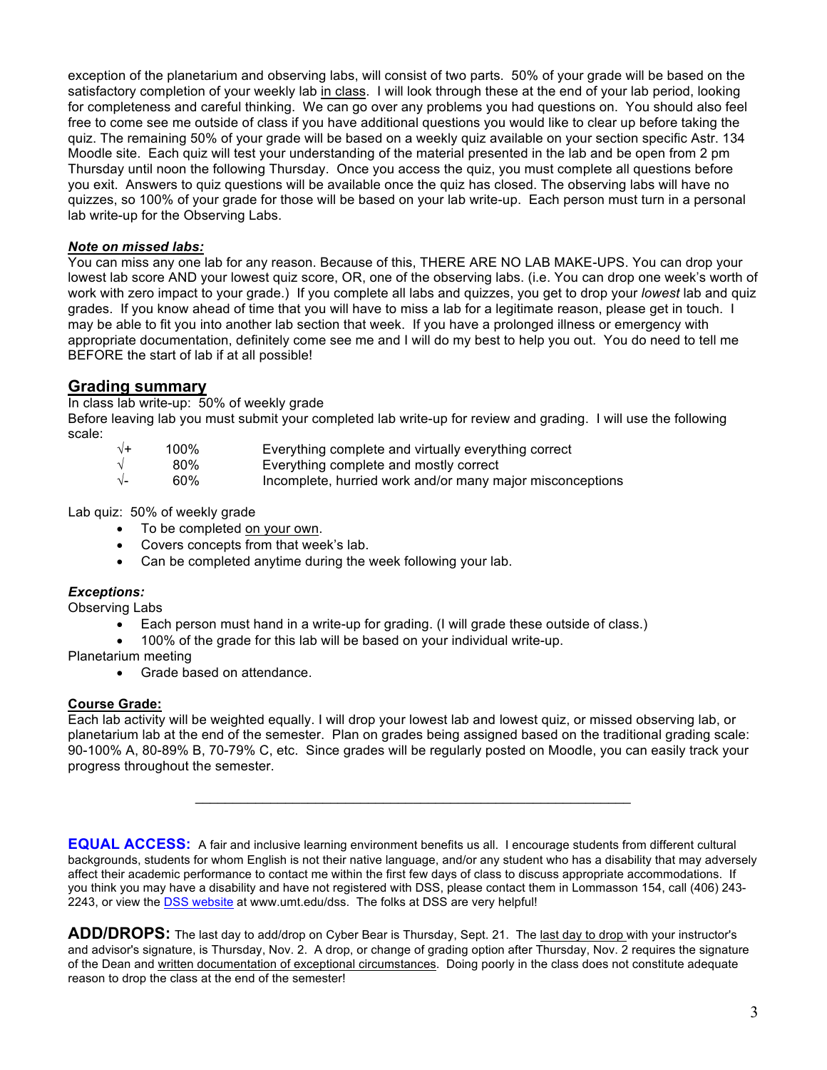exception of the planetarium and observing labs, will consist of two parts. 50% of your grade will be based on the satisfactory completion of your weekly lab in class. I will look through these at the end of your lab period, looking for completeness and careful thinking. We can go over any problems you had questions on. You should also feel free to come see me outside of class if you have additional questions you would like to clear up before taking the quiz. The remaining 50% of your grade will be based on a weekly quiz available on your section specific Astr. 134 Moodle site. Each quiz will test your understanding of the material presented in the lab and be open from 2 pm Thursday until noon the following Thursday. Once you access the quiz, you must complete all questions before you exit. Answers to quiz questions will be available once the quiz has closed. The observing labs will have no quizzes, so 100% of your grade for those will be based on your lab write-up. Each person must turn in a personal lab write-up for the Observing Labs.

***Note on missed labs:***

You can miss any one lab for any reason. Because of this, THERE ARE NO LAB MAKE-UPS. You can drop your lowest lab score AND your lowest quiz score, OR, one of the observing labs. (i.e. You can drop one week's worth of work with zero impact to your grade.) If you complete all labs and quizzes, you get to drop your *lowest* lab and quiz grades. If you know ahead of time that you will have to miss a lab for a legitimate reason, please get in touch. I may be able to fit you into another lab section that week. If you have a prolonged illness or emergency with appropriate documentation, definitely come see me and I will do my best to help you out. You do need to tell me BEFORE the start of lab if at all possible!

## Grading summary

In class lab write-up: 50% of weekly grade

Before leaving lab you must submit your completed lab write-up for review and grading. I will use the following scale:

| | | |
|---|---|---|
| √+ | 100% | Everything complete and virtually everything correct |
| √ | 80% | Everything complete and mostly correct |
| √- | 60% | Incomplete, hurried work and/or many major misconceptions |

Lab quiz: 50% of weekly grade

- To be completed on your own.
- Covers concepts from that week's lab.
- Can be completed anytime during the week following your lab.

***Exceptions:***

Observing Labs

- Each person must hand in a write-up for grading. (I will grade these outside of class.)
- 100% of the grade for this lab will be based on your individual write-up.

Planetarium meeting

- Grade based on attendance.

**Course Grade:**

Each lab activity will be weighted equally. I will drop your lowest lab and lowest quiz, or missed observing lab, or planetarium lab at the end of the semester. Plan on grades being assigned based on the traditional grading scale: 90-100% A, 80-89% B, 70-79% C, etc. Since grades will be regularly posted on Moodle, you can easily track your progress throughout the semester.

---

**EQUAL ACCESS:** A fair and inclusive learning environment benefits us all. I encourage students from different cultural backgrounds, students for whom English is not their native language, and/or any student who has a disability that may adversely affect their academic performance to contact me within the first few days of class to discuss appropriate accommodations. If you think you may have a disability and have not registered with DSS, please contact them in Lommasson 154, call (406) 243-2243, or view the DSS website at www.umt.edu/dss. The folks at DSS are very helpful!

**ADD/DROPS:** The last day to add/drop on Cyber Bear is Thursday, Sept. 21. The last day to drop with your instructor's and advisor's signature, is Thursday, Nov. 2. A drop, or change of grading option after Thursday, Nov. 2 requires the signature of the Dean and written documentation of exceptional circumstances. Doing poorly in the class does not constitute adequate reason to drop the class at the end of the semester!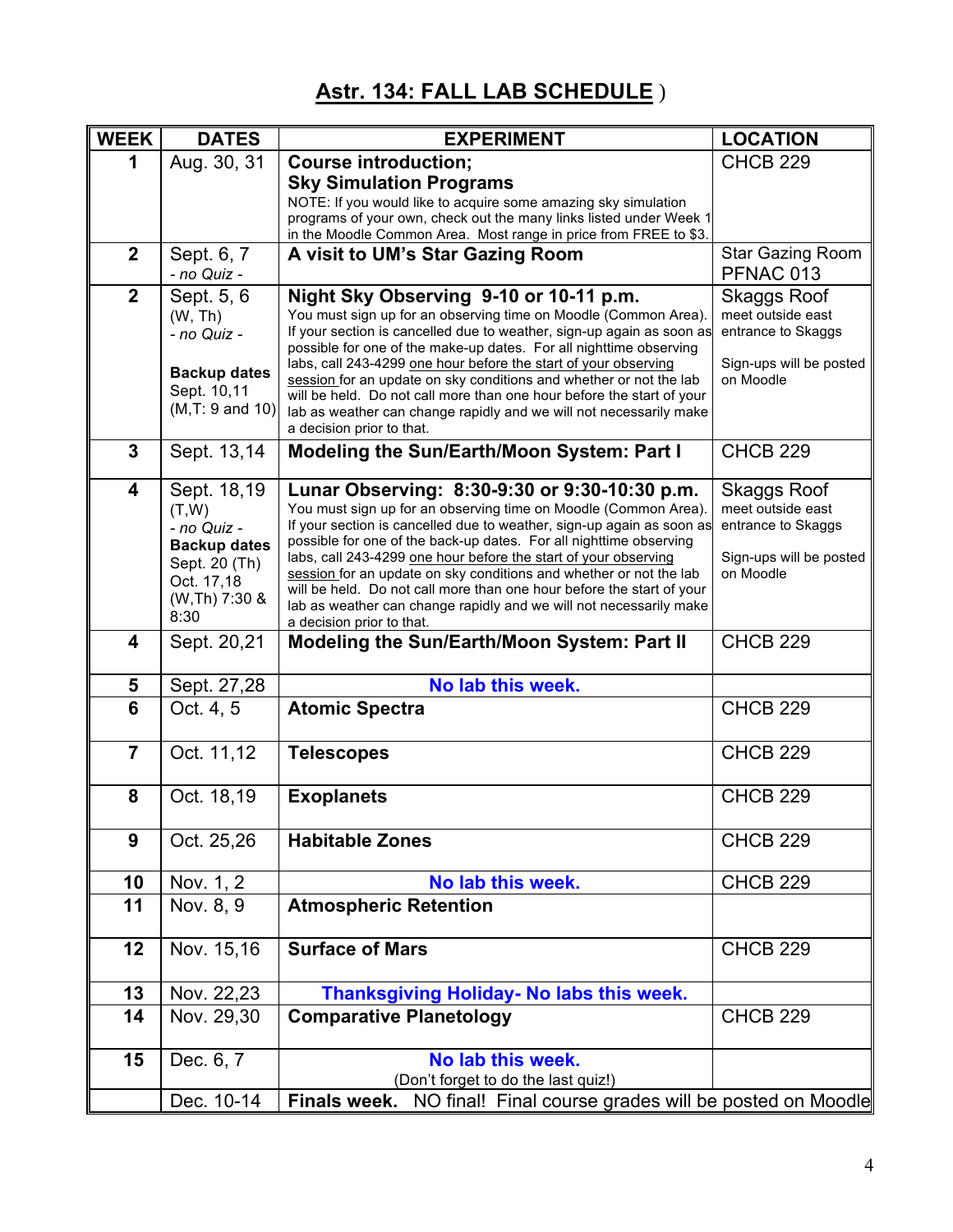# Astr. 134: FALL LAB SCHEDULE )

| WEEK | DATES | EXPERIMENT | LOCATION |
|---|---|---|---|
| **1** | Aug. 30, 31 | **Course introduction;**<br>**Sky Simulation Programs**<br>NOTE: If you would like to acquire some amazing sky simulation programs of your own, check out the many links listed under Week 1 in the Moodle Common Area. Most range in price from FREE to $3. | CHCB 229 |
| **2** | Sept. 6, 7<br>*- no Quiz -* | **A visit to UM's Star Gazing Room** | Star Gazing Room<br>PFNAC 013 |
| **2** | Sept. 5, 6<br>(W, Th)<br>*- no Quiz -*<br><br>**Backup dates**<br>Sept. 10,11<br>(M,T: 9 and 10) | **Night Sky Observing 9-10 or 10-11 p.m.**<br>You must sign up for an observing time on Moodle (Common Area). If your section is cancelled due to weather, sign-up again as soon as possible for one of the make-up dates. For all nighttime observing labs, call 243-4299 one hour before the start of your observing session for an update on sky conditions and whether or not the lab will be held. Do not call more than one hour before the start of your lab as weather can change rapidly and we will not necessarily make a decision prior to that. | Skaggs Roof<br>meet outside east entrance to Skaggs<br><br>Sign-ups will be posted on Moodle |
| **3** | Sept. 13,14 | **Modeling the Sun/Earth/Moon System: Part I** | CHCB 229 |
| **4** | Sept. 18,19<br>(T,W)<br>*- no Quiz -*<br>**Backup dates**<br>Sept. 20 (Th)<br>Oct. 17,18<br>(W,Th) 7:30 &<br>8:30 | **Lunar Observing: 8:30-9:30 or 9:30-10:30 p.m.**<br>You must sign up for an observing time on Moodle (Common Area). If your section is cancelled due to weather, sign-up again as soon as possible for one of the back-up dates. For all nighttime observing labs, call 243-4299 one hour before the start of your observing session for an update on sky conditions and whether or not the lab will be held. Do not call more than one hour before the start of your lab as weather can change rapidly and we will not necessarily make a decision prior to that. | Skaggs Roof<br>meet outside east entrance to Skaggs<br><br>Sign-ups will be posted on Moodle |
| **4** | Sept. 20,21 | **Modeling the Sun/Earth/Moon System: Part II** | CHCB 229 |
| **5** | Sept. 27,28 | **No lab this week.** | |
| **6** | Oct. 4, 5 | **Atomic Spectra** | CHCB 229 |
| **7** | Oct. 11,12 | **Telescopes** | CHCB 229 |
| **8** | Oct. 18,19 | **Exoplanets** | CHCB 229 |
| **9** | Oct. 25,26 | **Habitable Zones** | CHCB 229 |
| **10** | Nov. 1, 2 | **No lab this week.** | CHCB 229 |
| **11** | Nov. 8, 9 | **Atmospheric Retention** | |
| **12** | Nov. 15,16 | **Surface of Mars** | CHCB 229 |
| **13** | Nov. 22,23 | **Thanksgiving Holiday- No labs this week.** | |
| **14** | Nov. 29,30 | **Comparative Planetology** | CHCB 229 |
| **15** | Dec. 6, 7 | **No lab this week.**<br>(Don't forget to do the last quiz!) | |
| | Dec. 10-14 | **Finals week.** NO final! Final course grades will be posted on Moodle | |